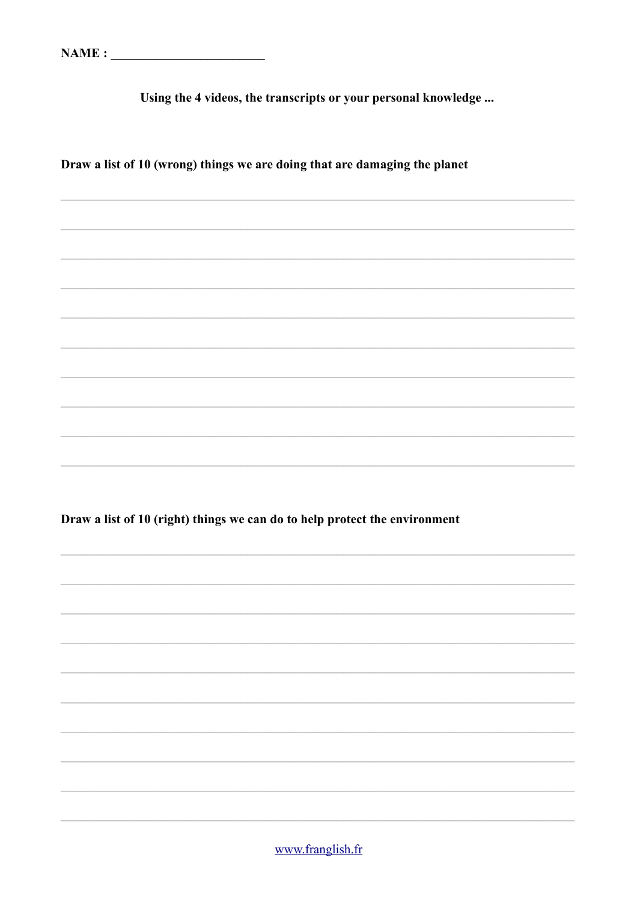**NAME :** ________________________

**Using the 4 videos, the transcripts or your personal knowledge ...**

**Draw a list of 10 (wrong) things we are doing that are damaging the planet**

______________________________________________________________________

______________________________________________________________________

______________________________________________________________________

______________________________________________________________________

______________________________________________________________________

______________________________________________________________________

______________________________________________________________________

______________________________________________________________________

______________________________________________________________________

______________________________________________________________________

**Draw a list of 10 (right) things we can do to help protect the environment**

______________________________________________________________________

______________________________________________________________________

______________________________________________________________________

______________________________________________________________________

______________________________________________________________________

______________________________________________________________________

______________________________________________________________________

______________________________________________________________________

______________________________________________________________________

______________________________________________________________________

www.franglish.fr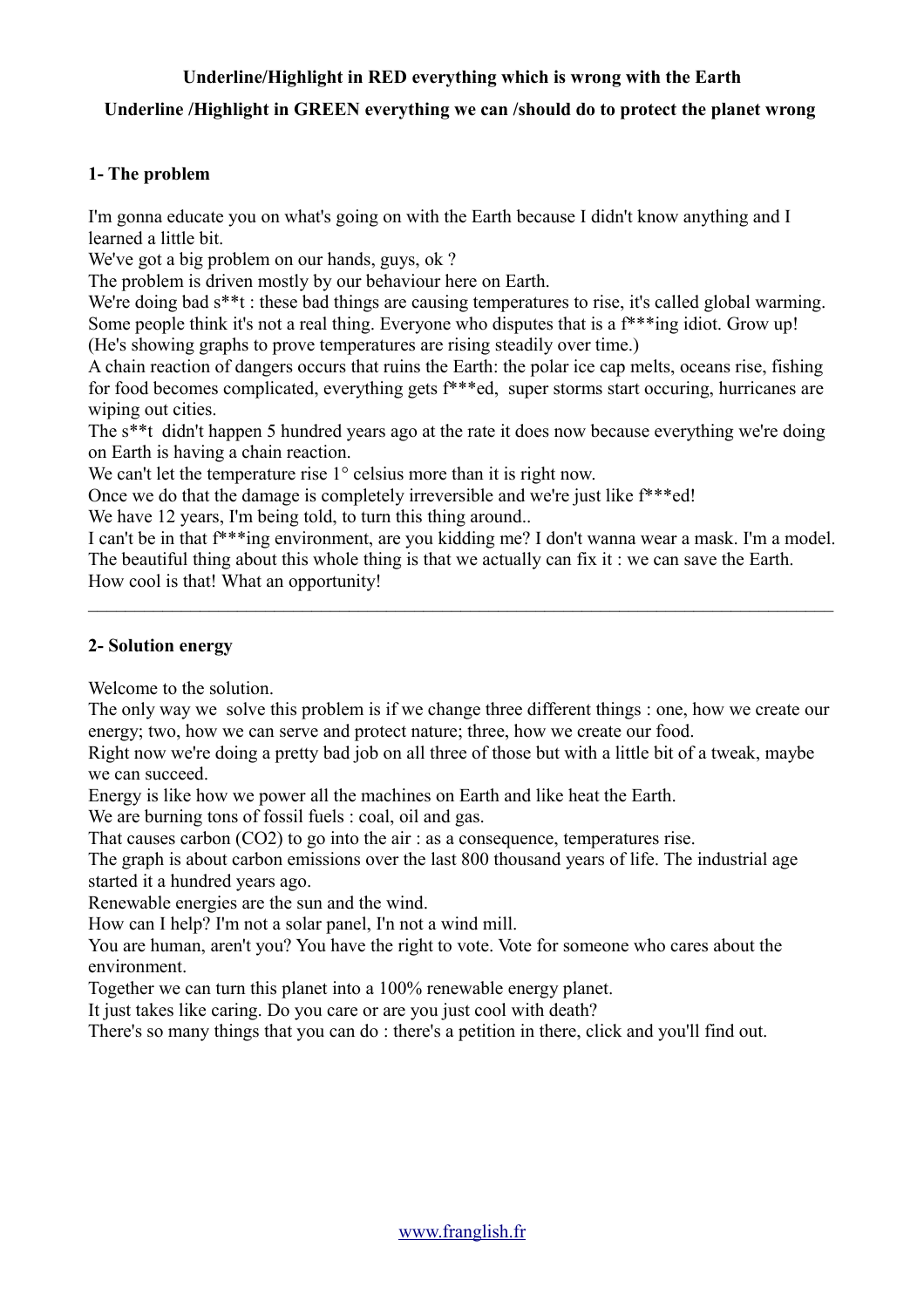**Underline/Highlight in RED everything which is wrong with the Earth**

**Underline /Highlight in GREEN everything we can /should do to protect the planet wrong**

### 1- The problem

I'm gonna educate you on what's going on with the Earth because I didn't know anything and I learned a little bit.
We've got a big problem on our hands, guys, ok ?
The problem is driven mostly by our behaviour here on Earth.
We're doing bad s**t : these bad things are causing temperatures to rise, it's called global warming.
Some people think it's not a real thing. Everyone who disputes that is a f***ing idiot. Grow up!
(He's showing graphs to prove temperatures are rising steadily over time.)
A chain reaction of dangers occurs that ruins the Earth: the polar ice cap melts, oceans rise, fishing for food becomes complicated, everything gets f***ed, super storms start occuring, hurricanes are wiping out cities.
The s**t didn't happen 5 hundred years ago at the rate it does now because everything we're doing on Earth is having a chain reaction.
We can't let the temperature rise 1° celsius more than it is right now.
Once we do that the damage is completely irreversible and we're just like f***ed!
We have 12 years, I'm being told, to turn this thing around..
I can't be in that f***ing environment, are you kidding me? I don't wanna wear a mask. I'm a model.
The beautiful thing about this whole thing is that we actually can fix it : we can save the Earth.
How cool is that! What an opportunity!

---

### 2- Solution energy

Welcome to the solution.
The only way we solve this problem is if we change three different things : one, how we create our energy; two, how we can serve and protect nature; three, how we create our food.
Right now we're doing a pretty bad job on all three of those but with a little bit of a tweak, maybe we can succeed.
Energy is like how we power all the machines on Earth and like heat the Earth.
We are burning tons of fossil fuels : coal, oil and gas.
That causes carbon ($CO_2$) to go into the air : as a consequence, temperatures rise.
The graph is about carbon emissions over the last 800 thousand years of life. The industrial age started it a hundred years ago.
Renewable energies are the sun and the wind.
How can I help? I'm not a solar panel, I'n not a wind mill.
You are human, aren't you? You have the right to vote. Vote for someone who cares about the environment.
Together we can turn this planet into a 100% renewable energy planet.
It just takes like caring. Do you care or are you just cool with death?
There's so many things that you can do : there's a petition in there, click and you'll find out.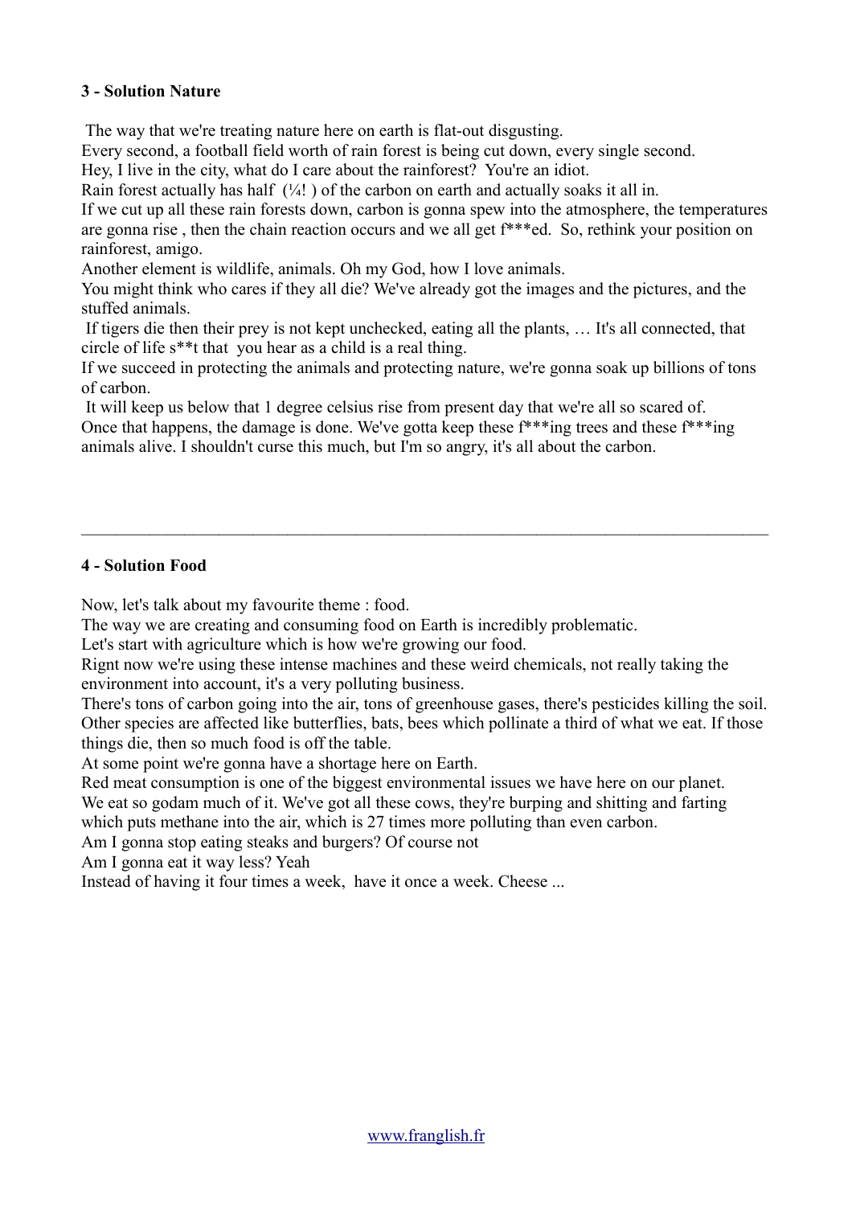**3 - Solution Nature**

The way that we're treating nature here on earth is flat-out disgusting.
Every second, a football field worth of rain forest is being cut down, every single second.
Hey, I live in the city, what do I care about the rainforest? You're an idiot.
Rain forest actually has half (¼! ) of the carbon on earth and actually soaks it all in.
If we cut up all these rain forests down, carbon is gonna spew into the atmosphere, the temperatures are gonna rise , then the chain reaction occurs and we all get f***ed. So, rethink your position on rainforest, amigo.
Another element is wildlife, animals. Oh my God, how I love animals.
You might think who cares if they all die? We've already got the images and the pictures, and the stuffed animals.
If tigers die then their prey is not kept unchecked, eating all the plants, … It's all connected, that circle of life s**t that you hear as a child is a real thing.
If we succeed in protecting the animals and protecting nature, we're gonna soak up billions of tons of carbon.
It will keep us below that 1 degree celsius rise from present day that we're all so scared of.
Once that happens, the damage is done. We've gotta keep these f***ing trees and these f***ing animals alive. I shouldn't curse this much, but I'm so angry, it's all about the carbon.

---

**4 - Solution Food**

Now, let's talk about my favourite theme : food.
The way we are creating and consuming food on Earth is incredibly problematic.
Let's start with agriculture which is how we're growing our food.
Rignt now we're using these intense machines and these weird chemicals, not really taking the environment into account, it's a very polluting business.
There's tons of carbon going into the air, tons of greenhouse gases, there's pesticides killing the soil.
Other species are affected like butterflies, bats, bees which pollinate a third of what we eat. If those things die, then so much food is off the table.
At some point we're gonna have a shortage here on Earth.
Red meat consumption is one of the biggest environmental issues we have here on our planet.
We eat so godam much of it. We've got all these cows, they're burping and shitting and farting which puts methane into the air, which is 27 times more polluting than even carbon.
Am I gonna stop eating steaks and burgers? Of course not
Am I gonna eat it way less? Yeah
Instead of having it four times a week, have it once a week. Cheese ...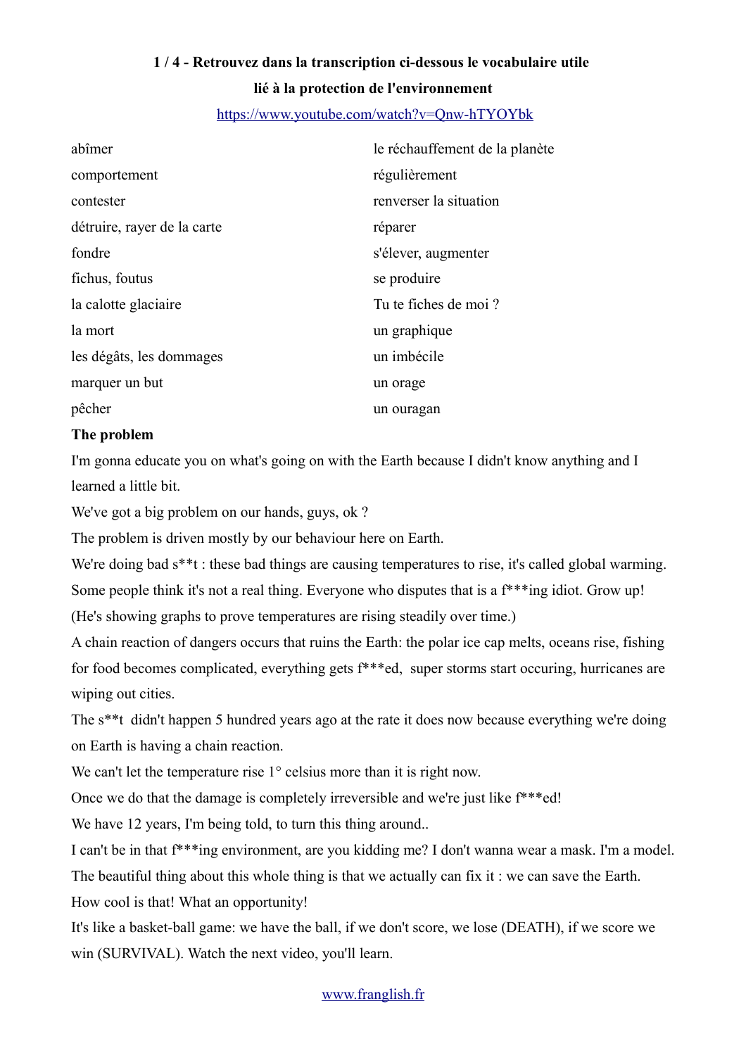**1 / 4 - Retrouvez dans la transcription ci-dessous le vocabulaire utile lié à la protection de l'environnement**

https://www.youtube.com/watch?v=Qnw-hTYOYbk

| | |
|---|---|
| abîmer | le réchauffement de la planète |
| comportement | régulièrement |
| contester | renverser la situation |
| détruire, rayer de la carte | réparer |
| fondre | s'élever, augmenter |
| fichus, foutus | se produire |
| la calotte glaciaire | Tu te fiches de moi ? |
| la mort | un graphique |
| les dégâts, les dommages | un imbécile |
| marquer un but | un orage |
| pêcher | un ouragan |

**The problem**

I'm gonna educate you on what's going on with the Earth because I didn't know anything and I learned a little bit.

We've got a big problem on our hands, guys, ok ?

The problem is driven mostly by our behaviour here on Earth.

We're doing bad s**t : these bad things are causing temperatures to rise, it's called global warming.

Some people think it's not a real thing. Everyone who disputes that is a f***ing idiot. Grow up!

(He's showing graphs to prove temperatures are rising steadily over time.)

A chain reaction of dangers occurs that ruins the Earth: the polar ice cap melts, oceans rise, fishing for food becomes complicated, everything gets f***ed, super storms start occuring, hurricanes are wiping out cities.

The s**t didn't happen 5 hundred years ago at the rate it does now because everything we're doing on Earth is having a chain reaction.

We can't let the temperature rise 1° celsius more than it is right now.

Once we do that the damage is completely irreversible and we're just like f***ed!

We have 12 years, I'm being told, to turn this thing around..

I can't be in that f***ing environment, are you kidding me? I don't wanna wear a mask. I'm a model.

The beautiful thing about this whole thing is that we actually can fix it : we can save the Earth.

How cool is that! What an opportunity!

It's like a basket-ball game: we have the ball, if we don't score, we lose (DEATH), if we score we win (SURVIVAL). Watch the next video, you'll learn.

www.franglish.fr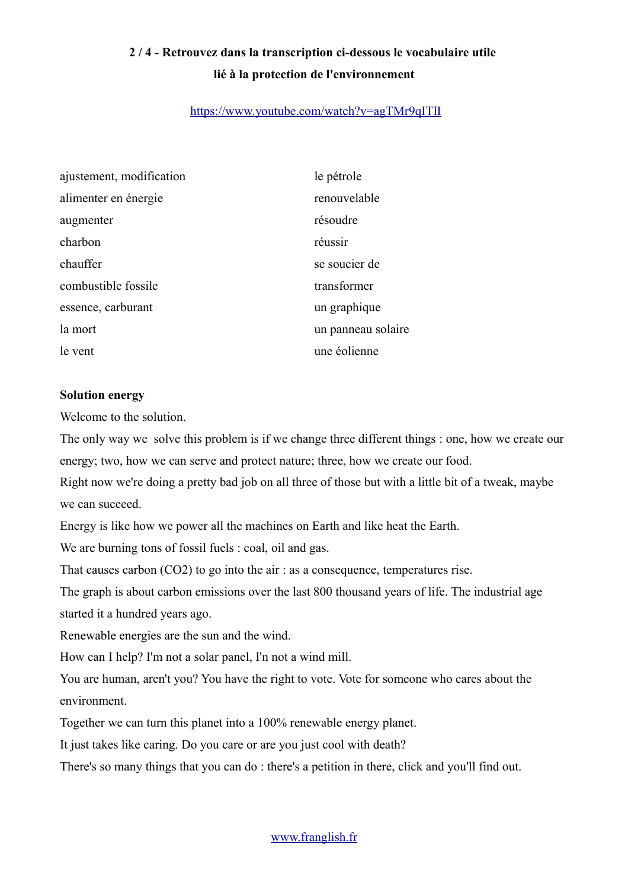**2 / 4 - Retrouvez dans la transcription ci-dessous le vocabulaire utile lié à la protection de l'environnement**

https://www.youtube.com/watch?v=agTMr9qITlI

| | |
|---|---|
| ajustement, modification | le pétrole |
| alimenter en énergie | renouvelable |
| augmenter | résoudre |
| charbon | réussir |
| chauffer | se soucier de |
| combustible fossile | transformer |
| essence, carburant | un graphique |
| la mort | un panneau solaire |
| le vent | une éolienne |

**Solution energy**

Welcome to the solution.

The only way we  solve this problem is if we change three different things : one, how we create our energy; two, how we can serve and protect nature; three, how we create our food.

Right now we're doing a pretty bad job on all three of those but with a little bit of a tweak, maybe we can succeed.

Energy is like how we power all the machines on Earth and like heat the Earth.

We are burning tons of fossil fuels : coal, oil and gas.

That causes carbon ($CO_2$) to go into the air : as a consequence, temperatures rise.

The graph is about carbon emissions over the last 800 thousand years of life. The industrial age started it a hundred years ago.

Renewable energies are the sun and the wind.

How can I help? I'm not a solar panel, I'n not a wind mill.

You are human, aren't you? You have the right to vote. Vote for someone who cares about the environment.

Together we can turn this planet into a 100% renewable energy planet.

It just takes like caring. Do you care or are you just cool with death?

There's so many things that you can do : there's a petition in there, click and you'll find out.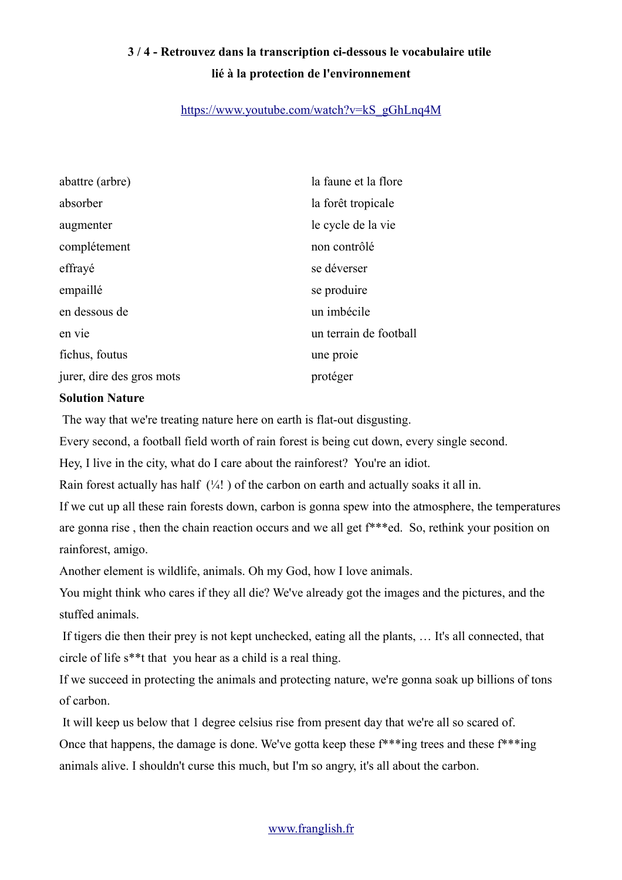**3 / 4 - Retrouvez dans la transcription ci-dessous le vocabulaire utile lié à la protection de l'environnement**

https://www.youtube.com/watch?v=kS_gGhLnq4M

| | |
|---|---|
| abattre (arbre) | la faune et la flore |
| absorber | la forêt tropicale |
| augmenter | le cycle de la vie |
| complétement | non contrôlé |
| effrayé | se déverser |
| empaillé | se produire |
| en dessous de | un imbécile |
| en vie | un terrain de football |
| fichus, foutus | une proie |
| jurer, dire des gros mots | protéger |

**Solution Nature**

The way that we're treating nature here on earth is flat-out disgusting.

Every second, a football field worth of rain forest is being cut down, every single second.

Hey, I live in the city, what do I care about the rainforest? You're an idiot.

Rain forest actually has half (¼! ) of the carbon on earth and actually soaks it all in.

If we cut up all these rain forests down, carbon is gonna spew into the atmosphere, the temperatures are gonna rise , then the chain reaction occurs and we all get f***ed. So, rethink your position on rainforest, amigo.

Another element is wildlife, animals. Oh my God, how I love animals.

You might think who cares if they all die? We've already got the images and the pictures, and the stuffed animals.

If tigers die then their prey is not kept unchecked, eating all the plants, … It's all connected, that circle of life s**t that you hear as a child is a real thing.

If we succeed in protecting the animals and protecting nature, we're gonna soak up billions of tons of carbon.

It will keep us below that 1 degree celsius rise from present day that we're all so scared of.

Once that happens, the damage is done. We've gotta keep these f***ing trees and these f***ing animals alive. I shouldn't curse this much, but I'm so angry, it's all about the carbon.

www.franglish.fr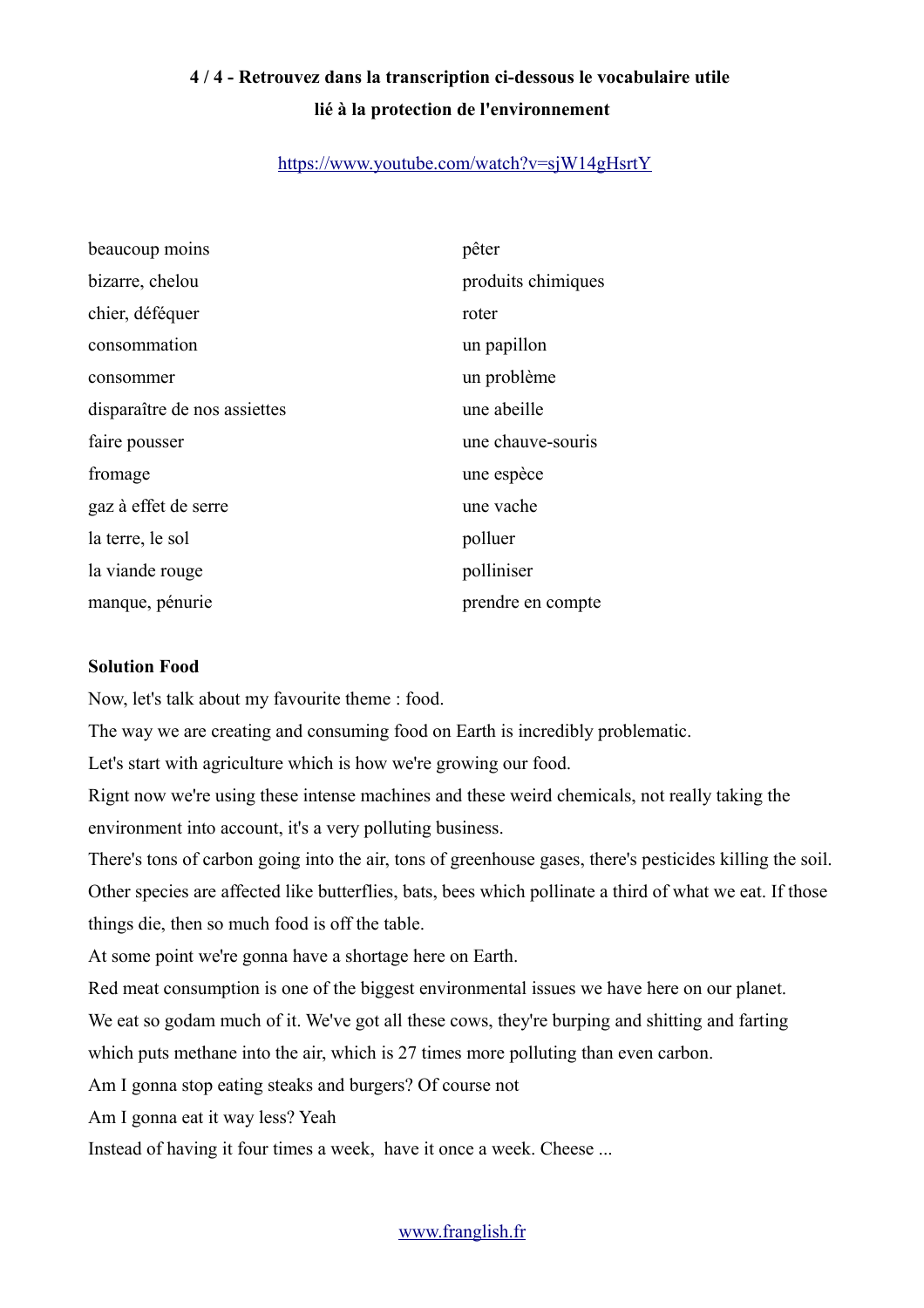**4 / 4 - Retrouvez dans la transcription ci-dessous le vocabulaire utile lié à la protection de l'environnement**

https://www.youtube.com/watch?v=sjW14gHsrtY

| | |
|---|---|
| beaucoup moins | pêter |
| bizarre, chelou | produits chimiques |
| chier, déféquer | roter |
| consommation | un papillon |
| consommer | un problème |
| disparaître de nos assiettes | une abeille |
| faire pousser | une chauve-souris |
| fromage | une espèce |
| gaz à effet de serre | une vache |
| la terre, le sol | polluer |
| la viande rouge | polliniser |
| manque, pénurie | prendre en compte |

**Solution Food**

Now, let's talk about my favourite theme : food.

The way we are creating and consuming food on Earth is incredibly problematic.

Let's start with agriculture which is how we're growing our food.

Rignt now we're using these intense machines and these weird chemicals, not really taking the environment into account, it's a very polluting business.

There's tons of carbon going into the air, tons of greenhouse gases, there's pesticides killing the soil.

Other species are affected like butterflies, bats, bees which pollinate a third of what we eat. If those things die, then so much food is off the table.

At some point we're gonna have a shortage here on Earth.

Red meat consumption is one of the biggest environmental issues we have here on our planet.

We eat so godam much of it. We've got all these cows, they're burping and shitting and farting which puts methane into the air, which is 27 times more polluting than even carbon.

Am I gonna stop eating steaks and burgers? Of course not

Am I gonna eat it way less? Yeah

Instead of having it four times a week, have it once a week. Cheese ...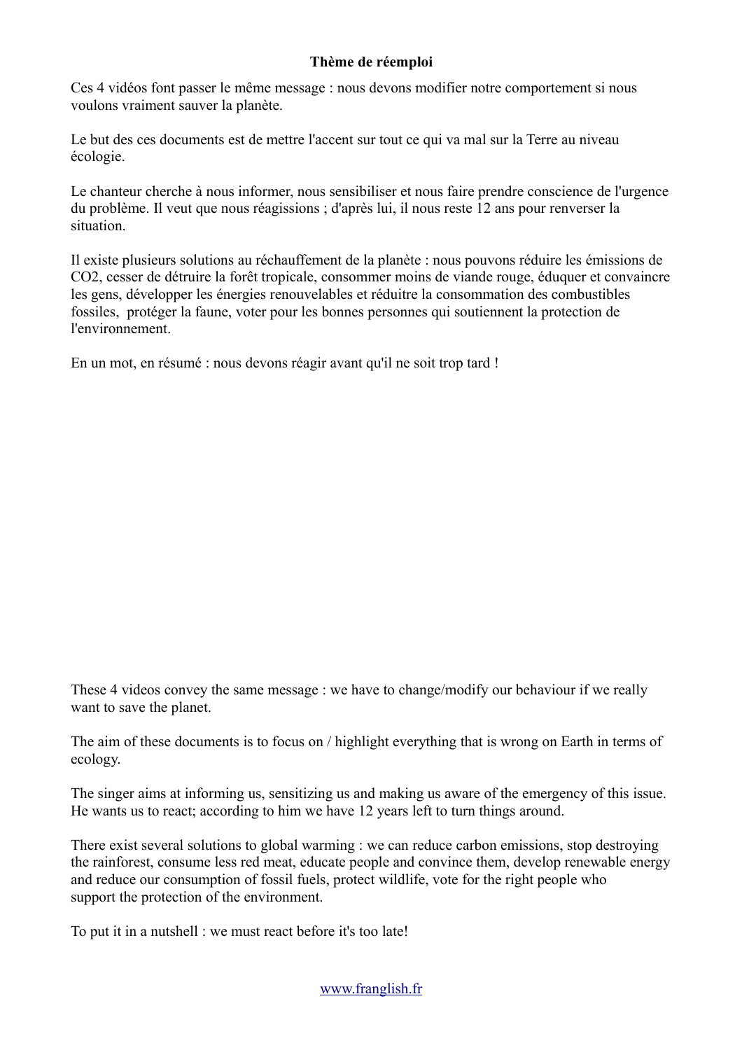**Thème de réemploi**

Ces 4 vidéos font passer le même message : nous devons modifier notre comportement si nous voulons vraiment sauver la planète.

Le but des ces documents est de mettre l'accent sur tout ce qui va mal sur la Terre au niveau écologie.

Le chanteur cherche à nous informer, nous sensibiliser et nous faire prendre conscience de l'urgence du problème. Il veut que nous réagissions ; d'après lui, il nous reste 12 ans pour renverser la situation.

Il existe plusieurs solutions au réchauffement de la planète : nous pouvons réduire les émissions de $CO_2$, cesser de détruire la forêt tropicale, consommer moins de viande rouge, éduquer et convaincre les gens, développer les énergies renouvelables et réduitre la consommation des combustibles fossiles, protéger la faune, voter pour les bonnes personnes qui soutiennent la protection de l'environnement.

En un mot, en résumé : nous devons réagir avant qu'il ne soit trop tard !

These 4 videos convey the same message : we have to change/modify our behaviour if we really want to save the planet.

The aim of these documents is to focus on / highlight everything that is wrong on Earth in terms of ecology.

The singer aims at informing us, sensitizing us and making us aware of the emergency of this issue. He wants us to react; according to him we have 12 years left to turn things around.

There exist several solutions to global warming : we can reduce carbon emissions, stop destroying the rainforest, consume less red meat, educate people and convince them, develop renewable energy and reduce our consumption of fossil fuels, protect wildlife, vote for the right people who support the protection of the environment.

To put it in a nutshell : we must react before it's too late!

www.franglish.fr